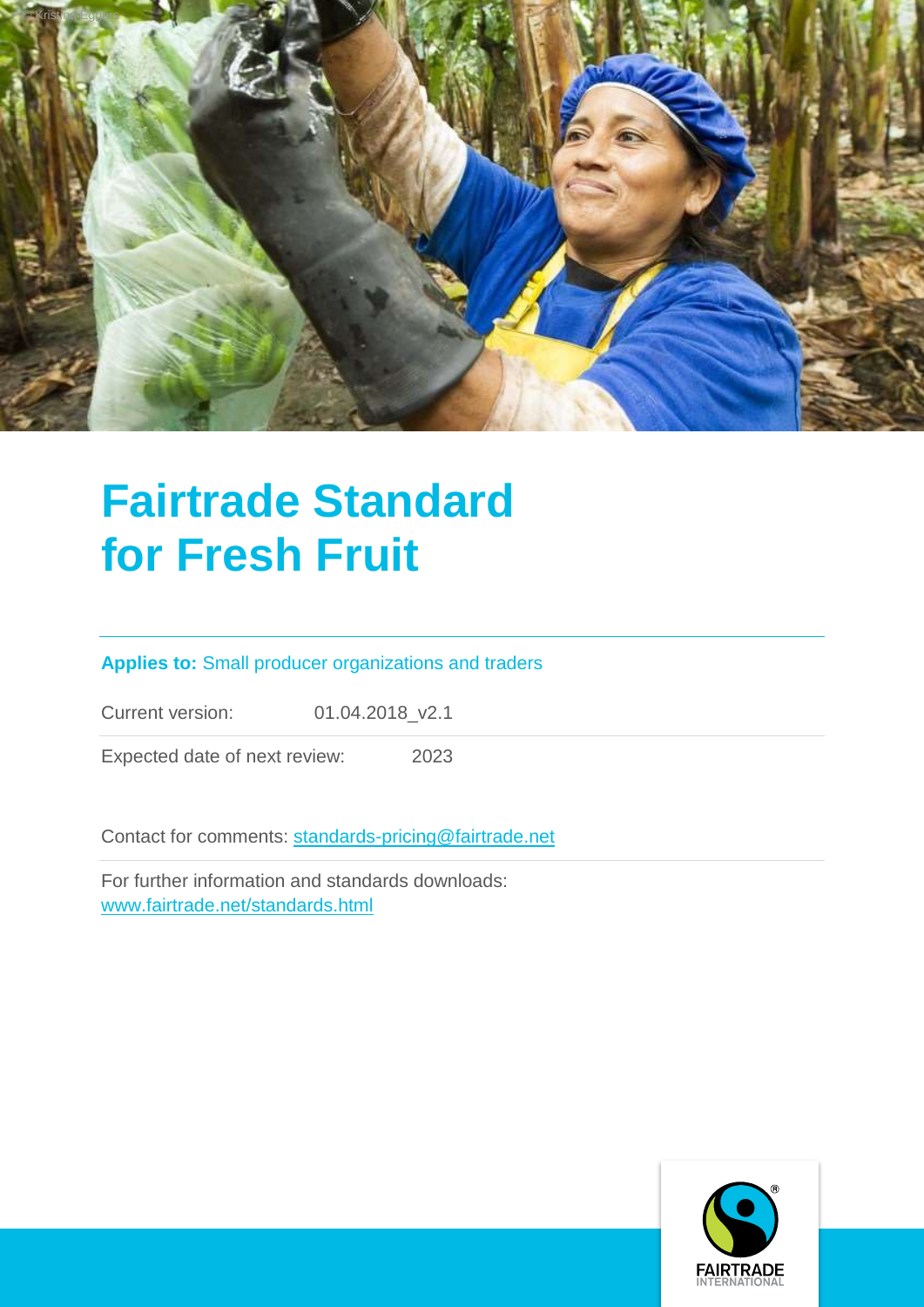# Fairtrade Standard for Fresh Fruit

**Applies to:** Small producer organizations and traders

Current version: 01.04.2018_v2.1

Expected date of next review: 2023

Contact for comments: standards-pricing@fairtrade.net

For further information and standards downloads: www.fairtrade.net/standards.html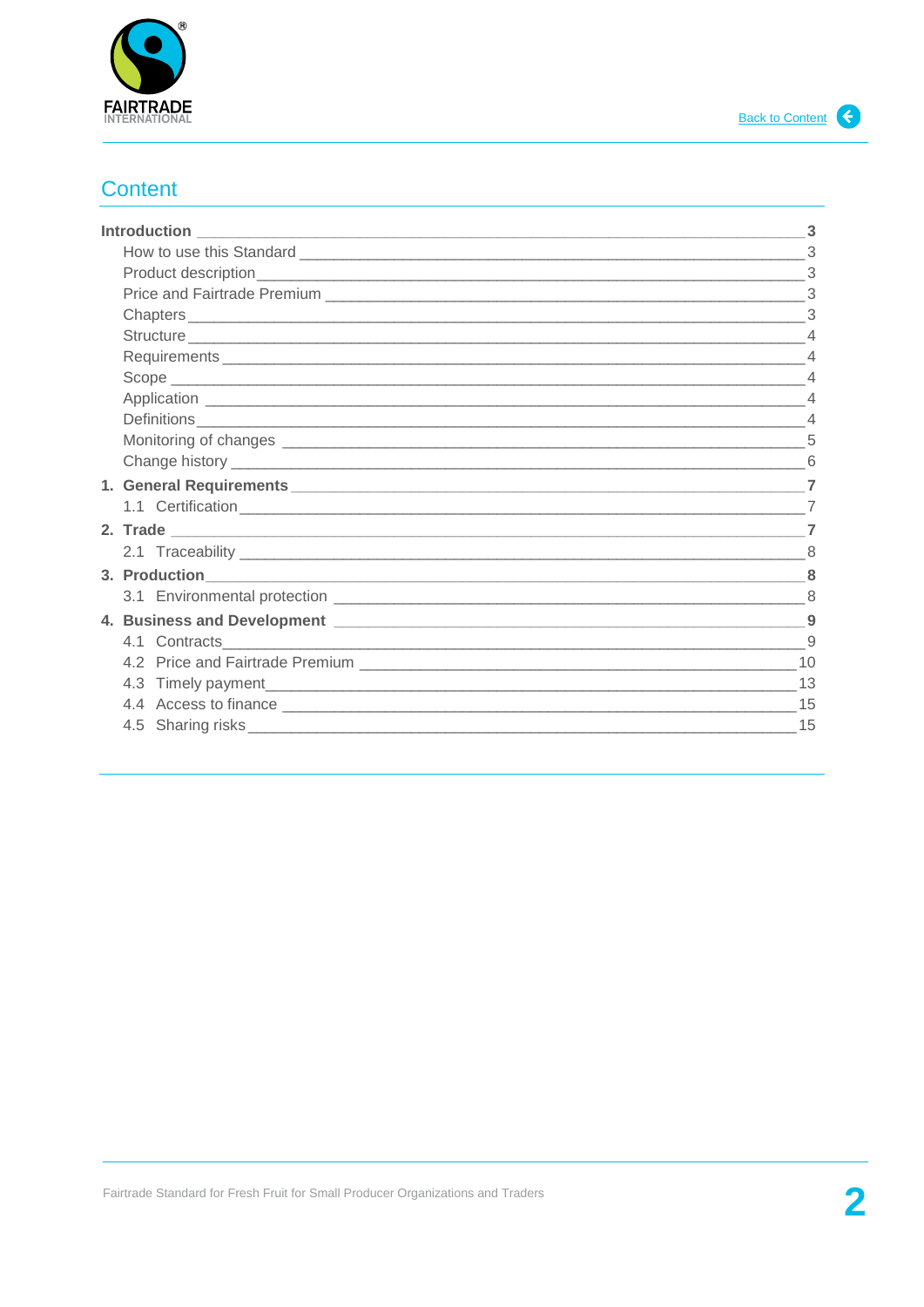# Content

| | |
|---|---|
| **Introduction** | **3** |
| How to use this Standard | 3 |
| Product description | 3 |
| Price and Fairtrade Premium | 3 |
| Chapters | 3 |
| Structure | 4 |
| Requirements | 4 |
| Scope | 4 |
| Application | 4 |
| Definitions | 4 |
| Monitoring of changes | 5 |
| Change history | 6 |
| **1. General Requirements** | **7** |
| 1.1 Certification | 7 |
| **2. Trade** | **7** |
| 2.1 Traceability | 8 |
| **3. Production** | **8** |
| 3.1 Environmental protection | 8 |
| **4. Business and Development** | **9** |
| 4.1 Contracts | 9 |
| 4.2 Price and Fairtrade Premium | 10 |
| 4.3 Timely payment | 13 |
| 4.4 Access to finance | 15 |
| 4.5 Sharing risks | 15 |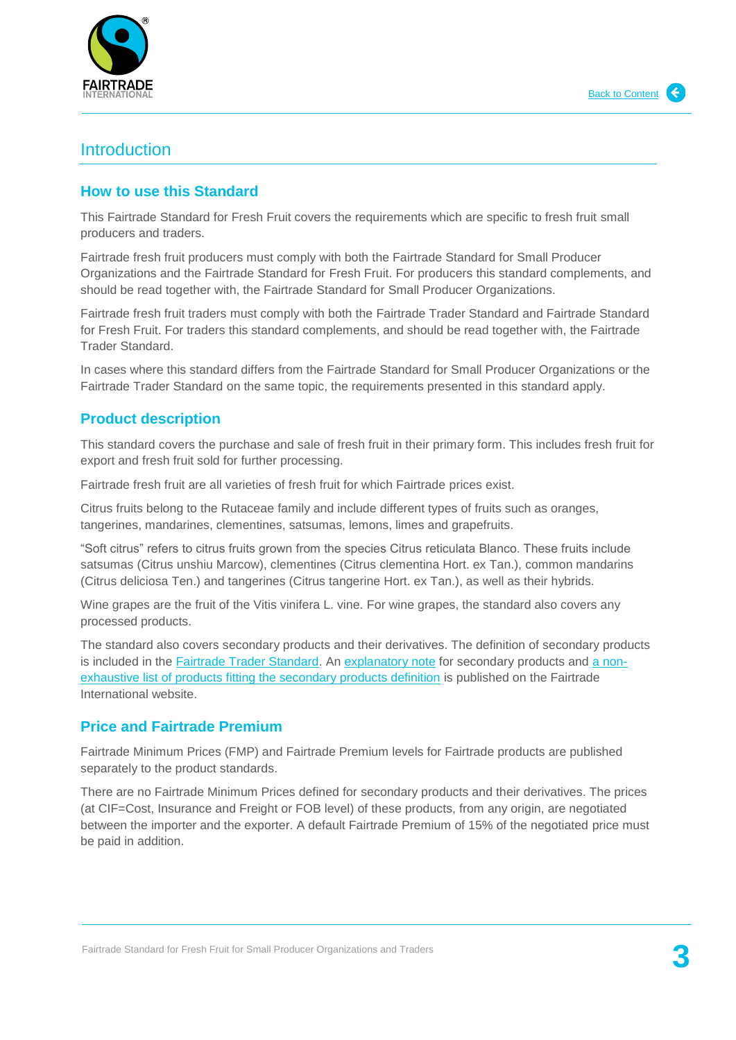# Introduction

## How to use this Standard

This Fairtrade Standard for Fresh Fruit covers the requirements which are specific to fresh fruit small producers and traders.

Fairtrade fresh fruit producers must comply with both the Fairtrade Standard for Small Producer Organizations and the Fairtrade Standard for Fresh Fruit. For producers this standard complements, and should be read together with, the Fairtrade Standard for Small Producer Organizations.

Fairtrade fresh fruit traders must comply with both the Fairtrade Trader Standard and Fairtrade Standard for Fresh Fruit. For traders this standard complements, and should be read together with, the Fairtrade Trader Standard.

In cases where this standard differs from the Fairtrade Standard for Small Producer Organizations or the Fairtrade Trader Standard on the same topic, the requirements presented in this standard apply.

## Product description

This standard covers the purchase and sale of fresh fruit in their primary form. This includes fresh fruit for export and fresh fruit sold for further processing.

Fairtrade fresh fruit are all varieties of fresh fruit for which Fairtrade prices exist.

Citrus fruits belong to the Rutaceae family and include different types of fruits such as oranges, tangerines, mandarines, clementines, satsumas, lemons, limes and grapefruits.

"Soft citrus" refers to citrus fruits grown from the species Citrus reticulata Blanco. These fruits include satsumas (Citrus unshiu Marcow), clementines (Citrus clementina Hort. ex Tan.), common mandarins (Citrus deliciosa Ten.) and tangerines (Citrus tangerine Hort. ex Tan.), as well as their hybrids.

Wine grapes are the fruit of the Vitis vinifera L. vine. For wine grapes, the standard also covers any processed products.

The standard also covers secondary products and their derivatives. The definition of secondary products is included in the Fairtrade Trader Standard. An explanatory note for secondary products and a non-exhaustive list of products fitting the secondary products definition is published on the Fairtrade International website.

## Price and Fairtrade Premium

Fairtrade Minimum Prices (FMP) and Fairtrade Premium levels for Fairtrade products are published separately to the product standards.

There are no Fairtrade Minimum Prices defined for secondary products and their derivatives. The prices (at CIF=Cost, Insurance and Freight or FOB level) of these products, from any origin, are negotiated between the importer and the exporter. A default Fairtrade Premium of 15% of the negotiated price must be paid in addition.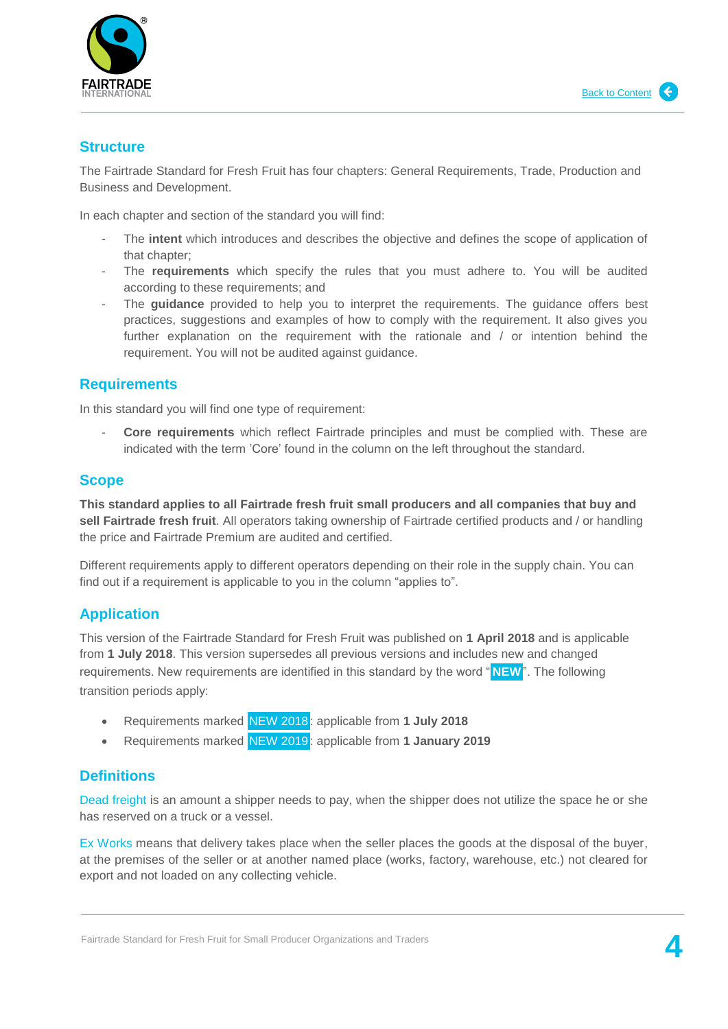## Structure

The Fairtrade Standard for Fresh Fruit has four chapters: General Requirements, Trade, Production and Business and Development.

In each chapter and section of the standard you will find:

- The **intent** which introduces and describes the objective and defines the scope of application of that chapter;
- The **requirements** which specify the rules that you must adhere to. You will be audited according to these requirements; and
- The **guidance** provided to help you to interpret the requirements. The guidance offers best practices, suggestions and examples of how to comply with the requirement. It also gives you further explanation on the requirement with the rationale and / or intention behind the requirement. You will not be audited against guidance.

## Requirements

In this standard you will find one type of requirement:

- **Core requirements** which reflect Fairtrade principles and must be complied with. These are indicated with the term 'Core' found in the column on the left throughout the standard.

## Scope

**This standard applies to all Fairtrade fresh fruit small producers and all companies that buy and sell Fairtrade fresh fruit**. All operators taking ownership of Fairtrade certified products and / or handling the price and Fairtrade Premium are audited and certified.

Different requirements apply to different operators depending on their role in the supply chain. You can find out if a requirement is applicable to you in the column "applies to".

## Application

This version of the Fairtrade Standard for Fresh Fruit was published on **1 April 2018** and is applicable from **1 July 2018**. This version supersedes all previous versions and includes new and changed requirements. New requirements are identified in this standard by the word "**NEW**". The following transition periods apply:

- Requirements marked NEW 2018: applicable from **1 July 2018**
- Requirements marked NEW 2019: applicable from **1 January 2019**

## Definitions

Dead freight is an amount a shipper needs to pay, when the shipper does not utilize the space he or she has reserved on a truck or a vessel.

Ex Works means that delivery takes place when the seller places the goods at the disposal of the buyer, at the premises of the seller or at another named place (works, factory, warehouse, etc.) not cleared for export and not loaded on any collecting vehicle.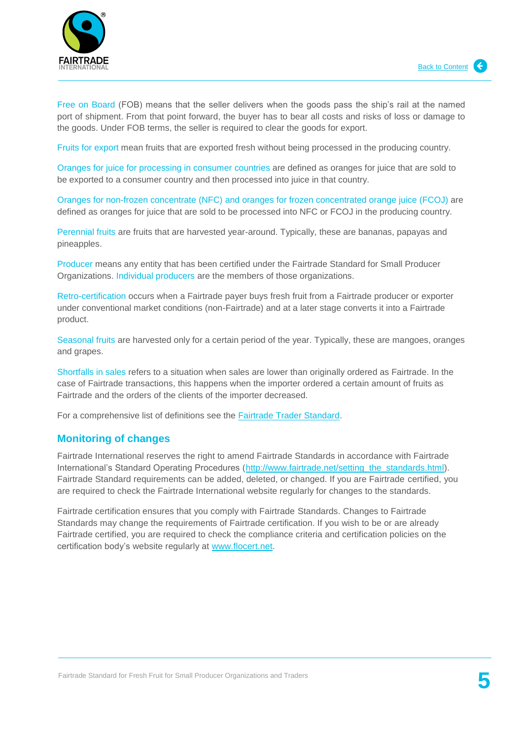Free on Board (FOB) means that the seller delivers when the goods pass the ship's rail at the named port of shipment. From that point forward, the buyer has to bear all costs and risks of loss or damage to the goods. Under FOB terms, the seller is required to clear the goods for export.

Fruits for export mean fruits that are exported fresh without being processed in the producing country.

Oranges for juice for processing in consumer countries are defined as oranges for juice that are sold to be exported to a consumer country and then processed into juice in that country.

Oranges for non-frozen concentrate (NFC) and oranges for frozen concentrated orange juice (FCOJ) are defined as oranges for juice that are sold to be processed into NFC or FCOJ in the producing country.

Perennial fruits are fruits that are harvested year-around. Typically, these are bananas, papayas and pineapples.

Producer means any entity that has been certified under the Fairtrade Standard for Small Producer Organizations. Individual producers are the members of those organizations.

Retro-certification occurs when a Fairtrade payer buys fresh fruit from a Fairtrade producer or exporter under conventional market conditions (non-Fairtrade) and at a later stage converts it into a Fairtrade product.

Seasonal fruits are harvested only for a certain period of the year. Typically, these are mangoes, oranges and grapes.

Shortfalls in sales refers to a situation when sales are lower than originally ordered as Fairtrade. In the case of Fairtrade transactions, this happens when the importer ordered a certain amount of fruits as Fairtrade and the orders of the clients of the importer decreased.

For a comprehensive list of definitions see the Fairtrade Trader Standard.

## Monitoring of changes

Fairtrade International reserves the right to amend Fairtrade Standards in accordance with Fairtrade International's Standard Operating Procedures (http://www.fairtrade.net/setting_the_standards.html). Fairtrade Standard requirements can be added, deleted, or changed. If you are Fairtrade certified, you are required to check the Fairtrade International website regularly for changes to the standards.

Fairtrade certification ensures that you comply with Fairtrade Standards. Changes to Fairtrade Standards may change the requirements of Fairtrade certification. If you wish to be or are already Fairtrade certified, you are required to check the compliance criteria and certification policies on the certification body's website regularly at www.flocert.net.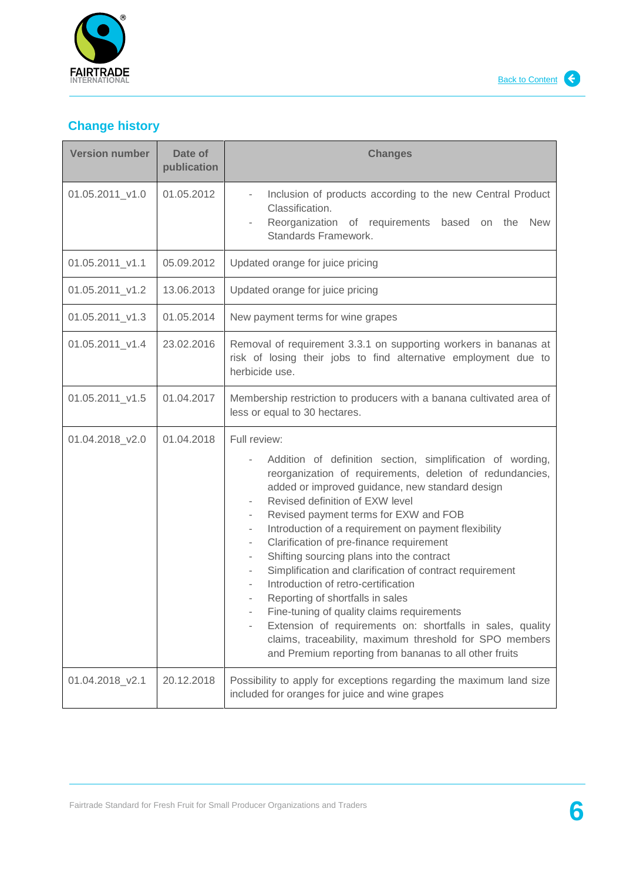## Change history

| Version number | Date of publication | Changes |
|---|---|---|
| 01.05.2011_v1.0 | 01.05.2012 | - Inclusion of products according to the new Central Product Classification.<br>- Reorganization of requirements based on the New Standards Framework. |
| 01.05.2011_v1.1 | 05.09.2012 | Updated orange for juice pricing |
| 01.05.2011_v1.2 | 13.06.2013 | Updated orange for juice pricing |
| 01.05.2011_v1.3 | 01.05.2014 | New payment terms for wine grapes |
| 01.05.2011_v1.4 | 23.02.2016 | Removal of requirement 3.3.1 on supporting workers in bananas at risk of losing their jobs to find alternative employment due to herbicide use. |
| 01.05.2011_v1.5 | 01.04.2017 | Membership restriction to producers with a banana cultivated area of less or equal to 30 hectares. |
| 01.04.2018_v2.0 | 01.04.2018 | Full review:<br>- Addition of definition section, simplification of wording, reorganization of requirements, deletion of redundancies, added or improved guidance, new standard design<br>- Revised definition of EXW level<br>- Revised payment terms for EXW and FOB<br>- Introduction of a requirement on payment flexibility<br>- Clarification of pre-finance requirement<br>- Shifting sourcing plans into the contract<br>- Simplification and clarification of contract requirement<br>- Introduction of retro-certification<br>- Reporting of shortfalls in sales<br>- Fine-tuning of quality claims requirements<br>- Extension of requirements on: shortfalls in sales, quality claims, traceability, maximum threshold for SPO members and Premium reporting from bananas to all other fruits |
| 01.04.2018_v2.1 | 20.12.2018 | Possibility to apply for exceptions regarding the maximum land size included for oranges for juice and wine grapes |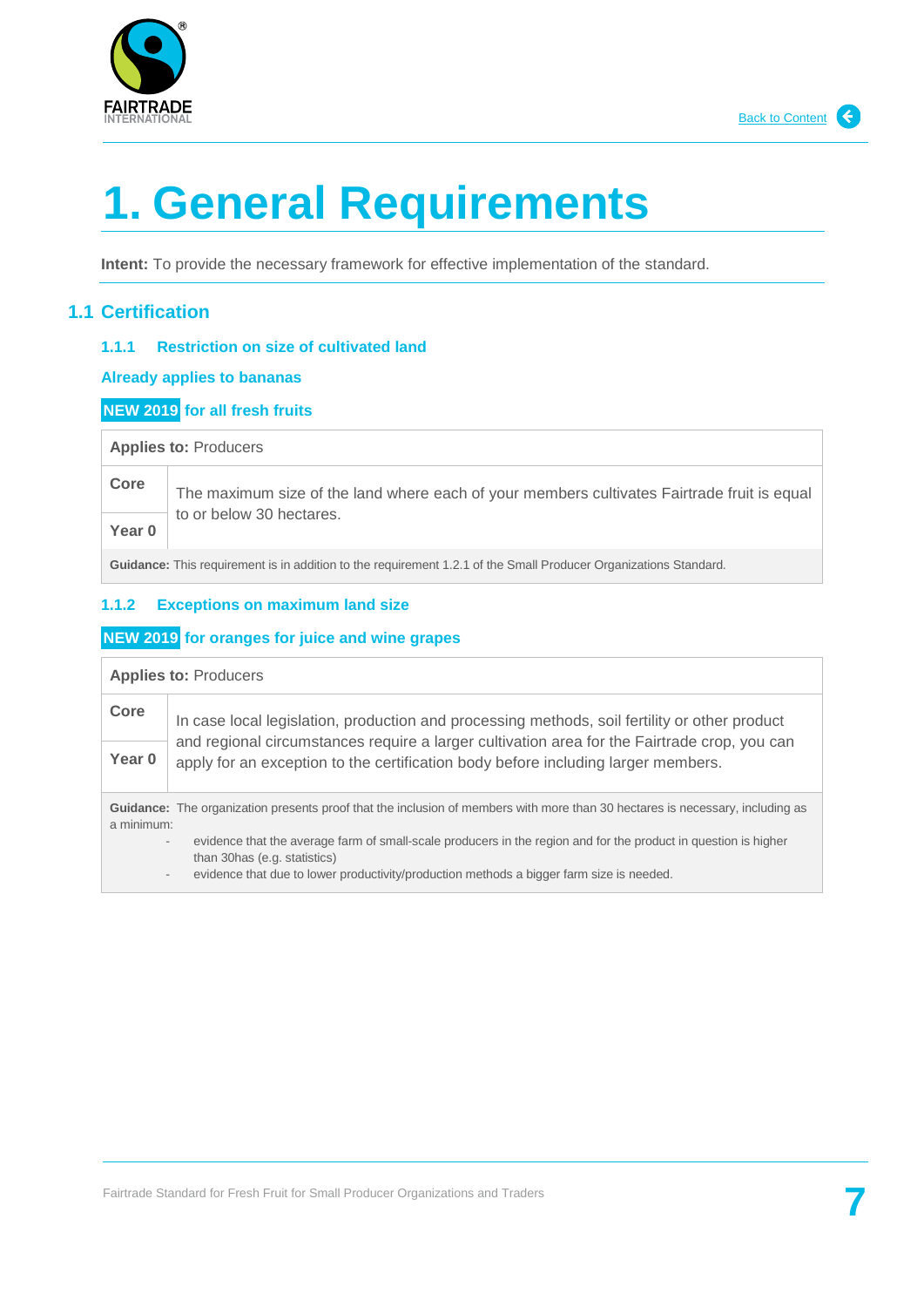# 1. General Requirements

**Intent:** To provide the necessary framework for effective implementation of the standard.

## 1.1 Certification

### 1.1.1 Restriction on size of cultivated land

**Already applies to bananas**

**NEW 2019 for all fresh fruits**

| **Applies to:** Producers | |
|---|---|
| **Core** | The maximum size of the land where each of your members cultivates Fairtrade fruit is equal to or below 30 hectares. |
| **Year 0** | |

**Guidance:** This requirement is in addition to the requirement 1.2.1 of the Small Producer Organizations Standard.

### 1.1.2 Exceptions on maximum land size

**NEW 2019 for oranges for juice and wine grapes**

| **Applies to:** Producers | |
|---|---|
| **Core** | In case local legislation, production and processing methods, soil fertility or other product and regional circumstances require a larger cultivation area for the Fairtrade crop, you can apply for an exception to the certification body before including larger members. |
| **Year 0** | |

**Guidance:** The organization presents proof that the inclusion of members with more than 30 hectares is necessary, including as a minimum:

- evidence that the average farm of small-scale producers in the region and for the product in question is higher than 30has (e.g. statistics)
- evidence that due to lower productivity/production methods a bigger farm size is needed.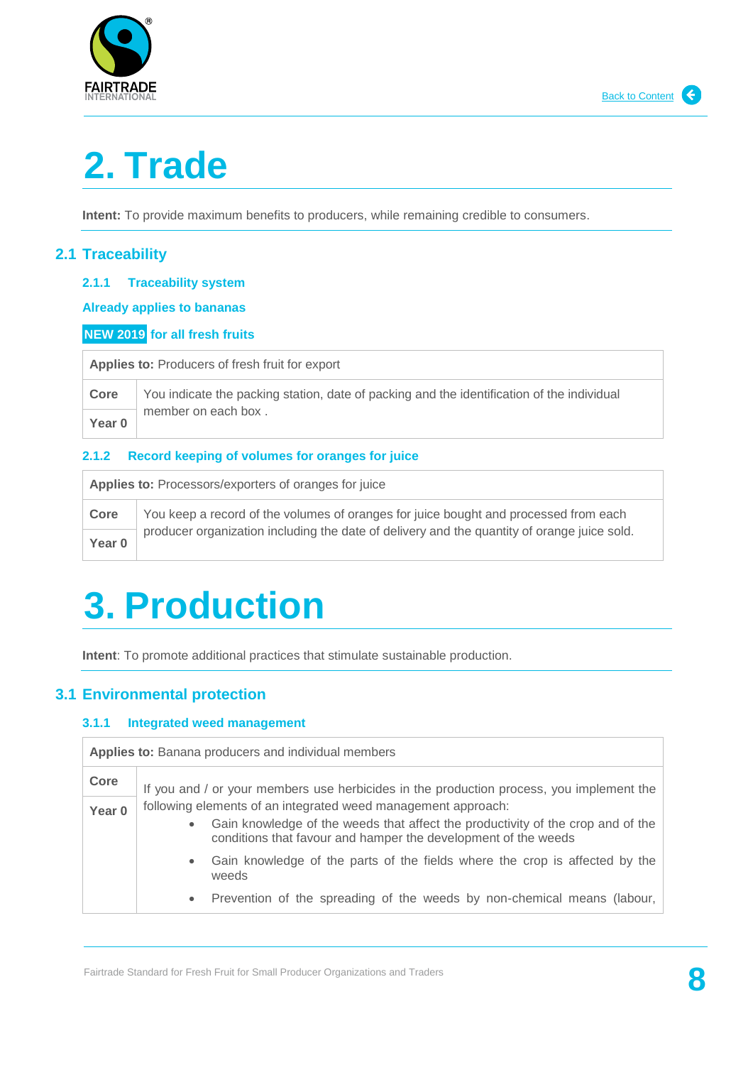# 2. Trade

**Intent:** To provide maximum benefits to producers, while remaining credible to consumers.

## 2.1 Traceability

### 2.1.1 Traceability system

**Already applies to bananas**

**NEW 2019 for all fresh fruits**

| **Applies to:** Producers of fresh fruit for export | |
|---|---|
| **Core** | You indicate the packing station, date of packing and the identification of the individual member on each box . |
| **Year 0** | |

### 2.1.2 Record keeping of volumes for oranges for juice

| **Applies to:** Processors/exporters of oranges for juice | |
|---|---|
| **Core** | You keep a record of the volumes of oranges for juice bought and processed from each producer organization including the date of delivery and the quantity of orange juice sold. |
| **Year 0** | |

# 3. Production

**Intent**: To promote additional practices that stimulate sustainable production.

## 3.1 Environmental protection

### 3.1.1 Integrated weed management

| **Applies to:** Banana producers and individual members | |
|---|---|
| **Core** | If you and / or your members use herbicides in the production process, you implement the following elements of an integrated weed management approach:<br>• Gain knowledge of the weeds that affect the productivity of the crop and of the conditions that favour and hamper the development of the weeds<br>• Gain knowledge of the parts of the fields where the crop is affected by the weeds<br>• Prevention of the spreading of the weeds by non-chemical means (labour, |
| **Year 0** | |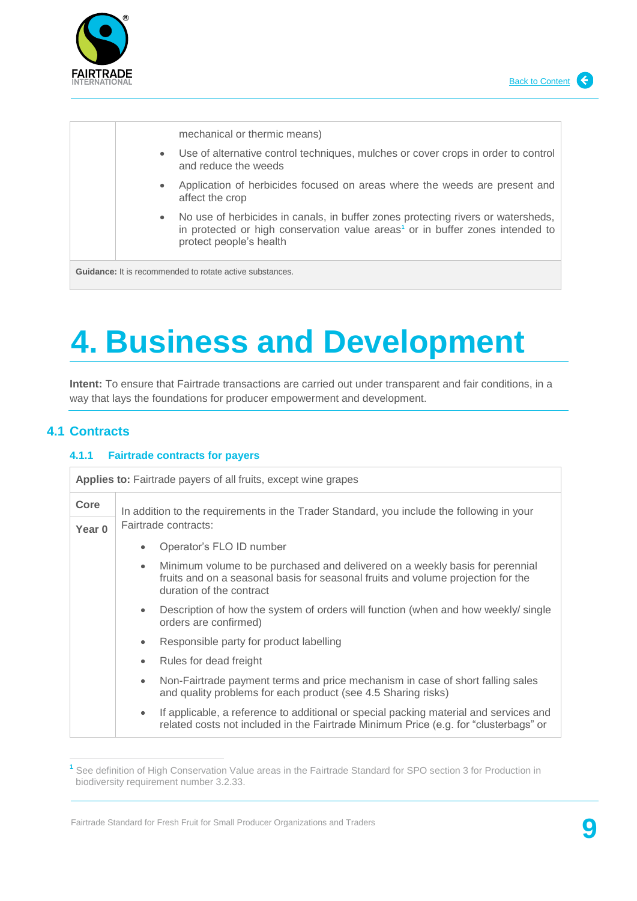| | mechanical or thermic means)<br>• Use of alternative control techniques, mulches or cover crops in order to control and reduce the weeds<br>• Application of herbicides focused on areas where the weeds are present and affect the crop<br>• No use of herbicides in canals, in buffer zones protecting rivers or watersheds, in protected or high conservation value areas[1] or in buffer zones intended to protect people's health |
|---|---|
| **Guidance:** It is recommended to rotate active substances. | |

# 4. Business and Development

**Intent:** To ensure that Fairtrade transactions are carried out under transparent and fair conditions, in a way that lays the foundations for producer empowerment and development.

## 4.1 Contracts

### 4.1.1 Fairtrade contracts for payers

| **Applies to:** Fairtrade payers of all fruits, except wine grapes | |
|---|---|
| **Core**<br>**Year 0** | In addition to the requirements in the Trader Standard, you include the following in your Fairtrade contracts:<br>• Operator's FLO ID number<br>• Minimum volume to be purchased and delivered on a weekly basis for perennial fruits and on a seasonal basis for seasonal fruits and volume projection for the duration of the contract<br>• Description of how the system of orders will function (when and how weekly/ single orders are confirmed)<br>• Responsible party for product labelling<br>• Rules for dead freight<br>• Non-Fairtrade payment terms and price mechanism in case of short falling sales and quality problems for each product (see 4.5 Sharing risks)<br>• If applicable, a reference to additional or special packing material and services and related costs not included in the Fairtrade Minimum Price (e.g. for "clusterbags" or |

[1] See definition of High Conservation Value areas in the Fairtrade Standard for SPO section 3 for Production in biodiversity requirement number 3.2.33.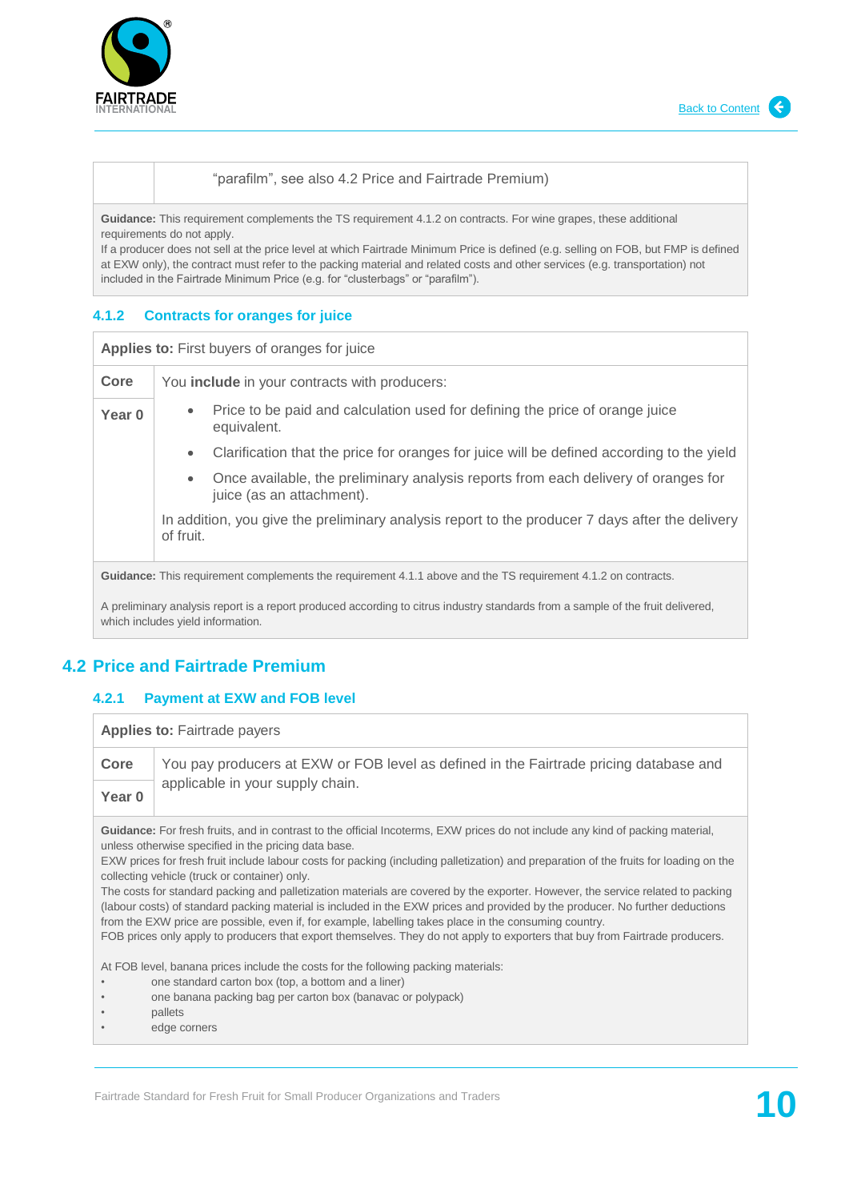| | "parafilm", see also 4.2 Price and Fairtrade Premium) |
|---|---|

**Guidance:** This requirement complements the TS requirement 4.1.2 on contracts. For wine grapes, these additional requirements do not apply.
If a producer does not sell at the price level at which Fairtrade Minimum Price is defined (e.g. selling on FOB, but FMP is defined at EXW only), the contract must refer to the packing material and related costs and other services (e.g. transportation) not included in the Fairtrade Minimum Price (e.g. for "clusterbags" or "parafilm").

### 4.1.2 Contracts for oranges for juice

**Applies to:** First buyers of oranges for juice

| **Core**<br>**Year 0** | You **include** in your contracts with producers:<br>• Price to be paid and calculation used for defining the price of orange juice equivalent.<br>• Clarification that the price for oranges for juice will be defined according to the yield<br>• Once available, the preliminary analysis reports from each delivery of oranges for juice (as an attachment).<br>In addition, you give the preliminary analysis report to the producer 7 days after the delivery of fruit. |
|---|---|

**Guidance:** This requirement complements the requirement 4.1.1 above and the TS requirement 4.1.2 on contracts.

A preliminary analysis report is a report produced according to citrus industry standards from a sample of the fruit delivered, which includes yield information.

## 4.2 Price and Fairtrade Premium

### 4.2.1 Payment at EXW and FOB level

**Applies to:** Fairtrade payers

| **Core**<br>**Year 0** | You pay producers at EXW or FOB level as defined in the Fairtrade pricing database and applicable in your supply chain. |
|---|---|

**Guidance:** For fresh fruits, and in contrast to the official Incoterms, EXW prices do not include any kind of packing material, unless otherwise specified in the pricing data base.
EXW prices for fresh fruit include labour costs for packing (including palletization) and preparation of the fruits for loading on the collecting vehicle (truck or container) only.
The costs for standard packing and palletization materials are covered by the exporter. However, the service related to packing (labour costs) of standard packing material is included in the EXW prices and provided by the producer. No further deductions from the EXW price are possible, even if, for example, labelling takes place in the consuming country.
FOB prices only apply to producers that export themselves. They do not apply to exporters that buy from Fairtrade producers.

At FOB level, banana prices include the costs for the following packing materials:

- one standard carton box (top, a bottom and a liner)
- one banana packing bag per carton box (banavac or polypack)
- pallets
- edge corners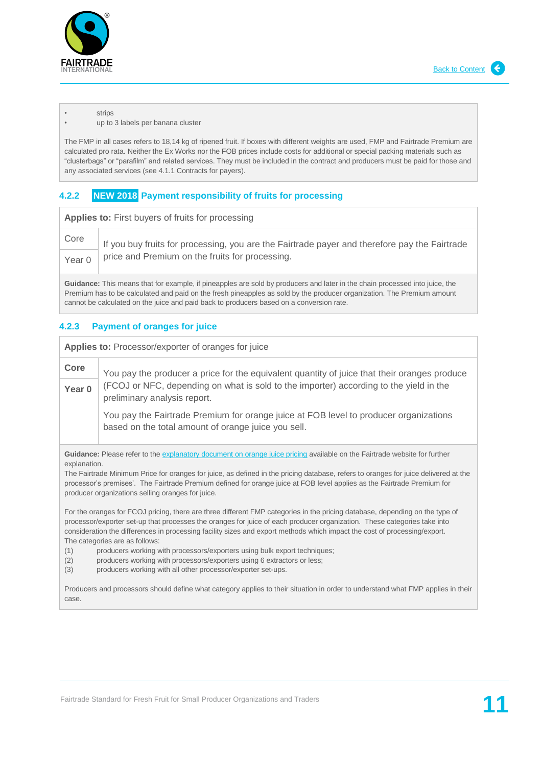- strips
- up to 3 labels per banana cluster

The FMP in all cases refers to 18,14 kg of ripened fruit. If boxes with different weights are used, FMP and Fairtrade Premium are calculated pro rata. Neither the Ex Works nor the FOB prices include costs for additional or special packing materials such as "clusterbags" or "parafilm" and related services. They must be included in the contract and producers must be paid for those and any associated services (see 4.1.1 Contracts for payers).

### 4.2.2 NEW 2018 Payment responsibility of fruits for processing

| **Applies to:** First buyers of fruits for processing | |
|---|---|
| Core | If you buy fruits for processing, you are the Fairtrade payer and therefore pay the Fairtrade price and Premium on the fruits for processing. |
| Year 0 | |

**Guidance:** This means that for example, if pineapples are sold by producers and later in the chain processed into juice, the Premium has to be calculated and paid on the fresh pineapples as sold by the producer organization. The Premium amount cannot be calculated on the juice and paid back to producers based on a conversion rate.

### 4.2.3 Payment of oranges for juice

| **Applies to:** Processor/exporter of oranges for juice | |
|---|---|
| **Core** | You pay the producer a price for the equivalent quantity of juice that their oranges produce (FCOJ or NFC, depending on what is sold to the importer) according to the yield in the preliminary analysis report.<br><br>You pay the Fairtrade Premium for orange juice at FOB level to producer organizations based on the total amount of orange juice you sell. |
| **Year 0** | |

**Guidance:** Please refer to the explanatory document on orange juice pricing available on the Fairtrade website for further explanation.

The Fairtrade Minimum Price for oranges for juice, as defined in the pricing database, refers to oranges for juice delivered at the processor's premises'. The Fairtrade Premium defined for orange juice at FOB level applies as the Fairtrade Premium for producer organizations selling oranges for juice.

For the oranges for FCOJ pricing, there are three different FMP categories in the pricing database, depending on the type of processor/exporter set-up that processes the oranges for juice of each producer organization. These categories take into consideration the differences in processing facility sizes and export methods which impact the cost of processing/export.

The categories are as follows:

(1) producers working with processors/exporters using bulk export techniques;
(2) producers working with processors/exporters using 6 extractors or less;
(3) producers working with all other processor/exporter set-ups.

Producers and processors should define what category applies to their situation in order to understand what FMP applies in their case.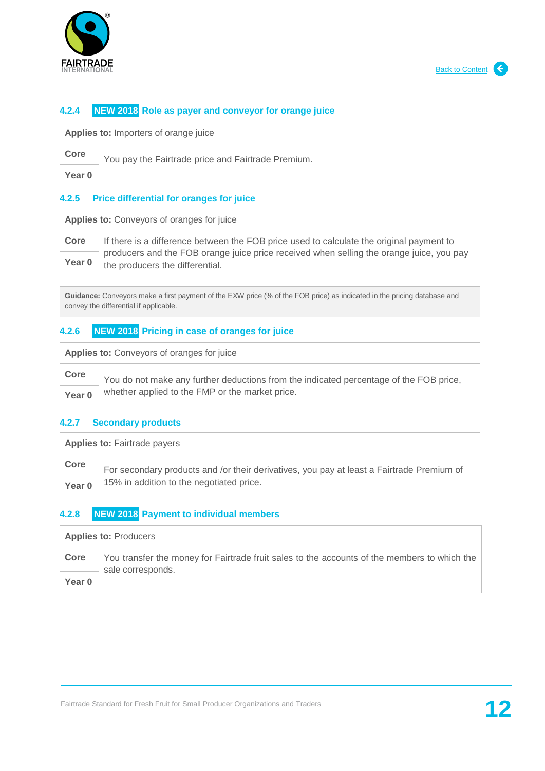#### 4.2.4 NEW 2018 Role as payer and conveyor for orange juice

| **Applies to:** Importers of orange juice | |
|---|---|
| **Core** | You pay the Fairtrade price and Fairtrade Premium. |
| **Year 0** | |

#### 4.2.5 Price differential for oranges for juice

| **Applies to:** Conveyors of oranges for juice | |
|---|---|
| **Core** | If there is a difference between the FOB price used to calculate the original payment to producers and the FOB orange juice price received when selling the orange juice, you pay the producers the differential. |
| **Year 0** | |
| **Guidance:** Conveyors make a first payment of the EXW price (% of the FOB price) as indicated in the pricing database and convey the differential if applicable. | |

#### 4.2.6 NEW 2018 Pricing in case of oranges for juice

| **Applies to:** Conveyors of oranges for juice | |
|---|---|
| **Core** | You do not make any further deductions from the indicated percentage of the FOB price, whether applied to the FMP or the market price. |
| **Year 0** | |

#### 4.2.7 Secondary products

| **Applies to:** Fairtrade payers | |
|---|---|
| **Core** | For secondary products and /or their derivatives, you pay at least a Fairtrade Premium of 15% in addition to the negotiated price. |
| **Year 0** | |

#### 4.2.8 NEW 2018 Payment to individual members

| **Applies to:** Producers | |
|---|---|
| **Core** | You transfer the money for Fairtrade fruit sales to the accounts of the members to which the sale corresponds. |
| **Year 0** | |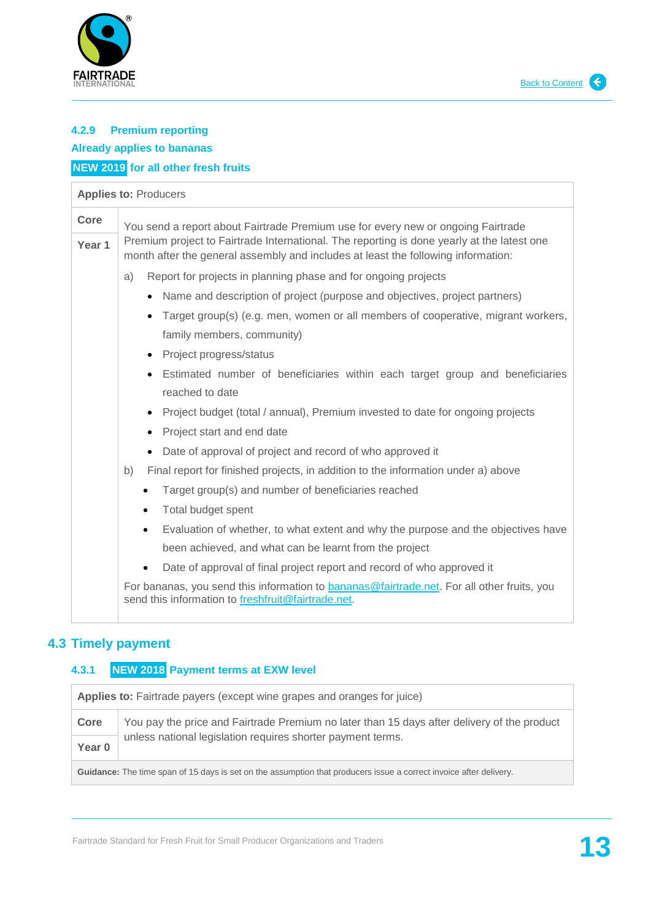#### 4.2.9 Premium reporting

**Already applies to bananas**

**NEW 2019 for all other fresh fruits**

| Applies to: Producers | |
|---|---|
| Core<br>Year 1 | You send a report about Fairtrade Premium use for every new or ongoing Fairtrade Premium project to Fairtrade International. The reporting is done yearly at the latest one month after the general assembly and includes at least the following information:<br>a) Report for projects in planning phase and for ongoing projects<br>• Name and description of project (purpose and objectives, project partners)<br>• Target group(s) (e.g. men, women or all members of cooperative, migrant workers, family members, community)<br>• Project progress/status<br>• Estimated number of beneficiaries within each target group and beneficiaries reached to date<br>• Project budget (total / annual), Premium invested to date for ongoing projects<br>• Project start and end date<br>• Date of approval of project and record of who approved it<br>b) Final report for finished projects, in addition to the information under a) above<br>• Target group(s) and number of beneficiaries reached<br>• Total budget spent<br>• Evaluation of whether, to what extent and why the purpose and the objectives have been achieved, and what can be learnt from the project<br>• Date of approval of final project report and record of who approved it<br>For bananas, you send this information to bananas@fairtrade.net. For all other fruits, you send this information to freshfruit@fairtrade.net. |

## 4.3 Timely payment

#### 4.3.1 NEW 2018 Payment terms at EXW level

| Applies to: Fairtrade payers (except wine grapes and oranges for juice) | |
|---|---|
| Core<br>Year 0 | You pay the price and Fairtrade Premium no later than 15 days after delivery of the product unless national legislation requires shorter payment terms. |
| **Guidance:** The time span of 15 days is set on the assumption that producers issue a correct invoice after delivery. | |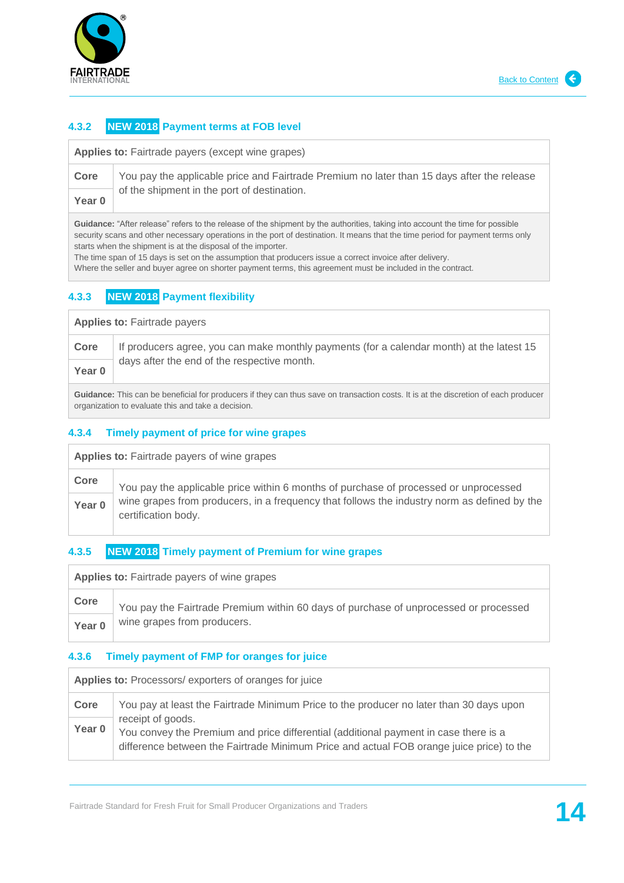### 4.3.2 NEW 2018 Payment terms at FOB level

| **Applies to:** Fairtrade payers (except wine grapes) | |
|---|---|
| **Core** | You pay the applicable price and Fairtrade Premium no later than 15 days after the release of the shipment in the port of destination. |
| **Year 0** | |

**Guidance:** "After release" refers to the release of the shipment by the authorities, taking into account the time for possible security scans and other necessary operations in the port of destination. It means that the time period for payment terms only starts when the shipment is at the disposal of the importer.
The time span of 15 days is set on the assumption that producers issue a correct invoice after delivery.
Where the seller and buyer agree on shorter payment terms, this agreement must be included in the contract.

### 4.3.3 NEW 2018 Payment flexibility

| **Applies to:** Fairtrade payers | |
|---|---|
| **Core** | If producers agree, you can make monthly payments (for a calendar month) at the latest 15 days after the end of the respective month. |
| **Year 0** | |

**Guidance:** This can be beneficial for producers if they can thus save on transaction costs. It is at the discretion of each producer organization to evaluate this and take a decision.

### 4.3.4 Timely payment of price for wine grapes

| **Applies to:** Fairtrade payers of wine grapes | |
|---|---|
| **Core** | You pay the applicable price within 6 months of purchase of processed or unprocessed wine grapes from producers, in a frequency that follows the industry norm as defined by the certification body. |
| **Year 0** | |

### 4.3.5 NEW 2018 Timely payment of Premium for wine grapes

| **Applies to:** Fairtrade payers of wine grapes | |
|---|---|
| **Core** | You pay the Fairtrade Premium within 60 days of purchase of unprocessed or processed wine grapes from producers. |
| **Year 0** | |

### 4.3.6 Timely payment of FMP for oranges for juice

| **Applies to:** Processors/ exporters of oranges for juice | |
|---|---|
| **Core** | You pay at least the Fairtrade Minimum Price to the producer no later than 30 days upon receipt of goods. You convey the Premium and price differential (additional payment in case there is a difference between the Fairtrade Minimum Price and actual FOB orange juice price) to the |
| **Year 0** | |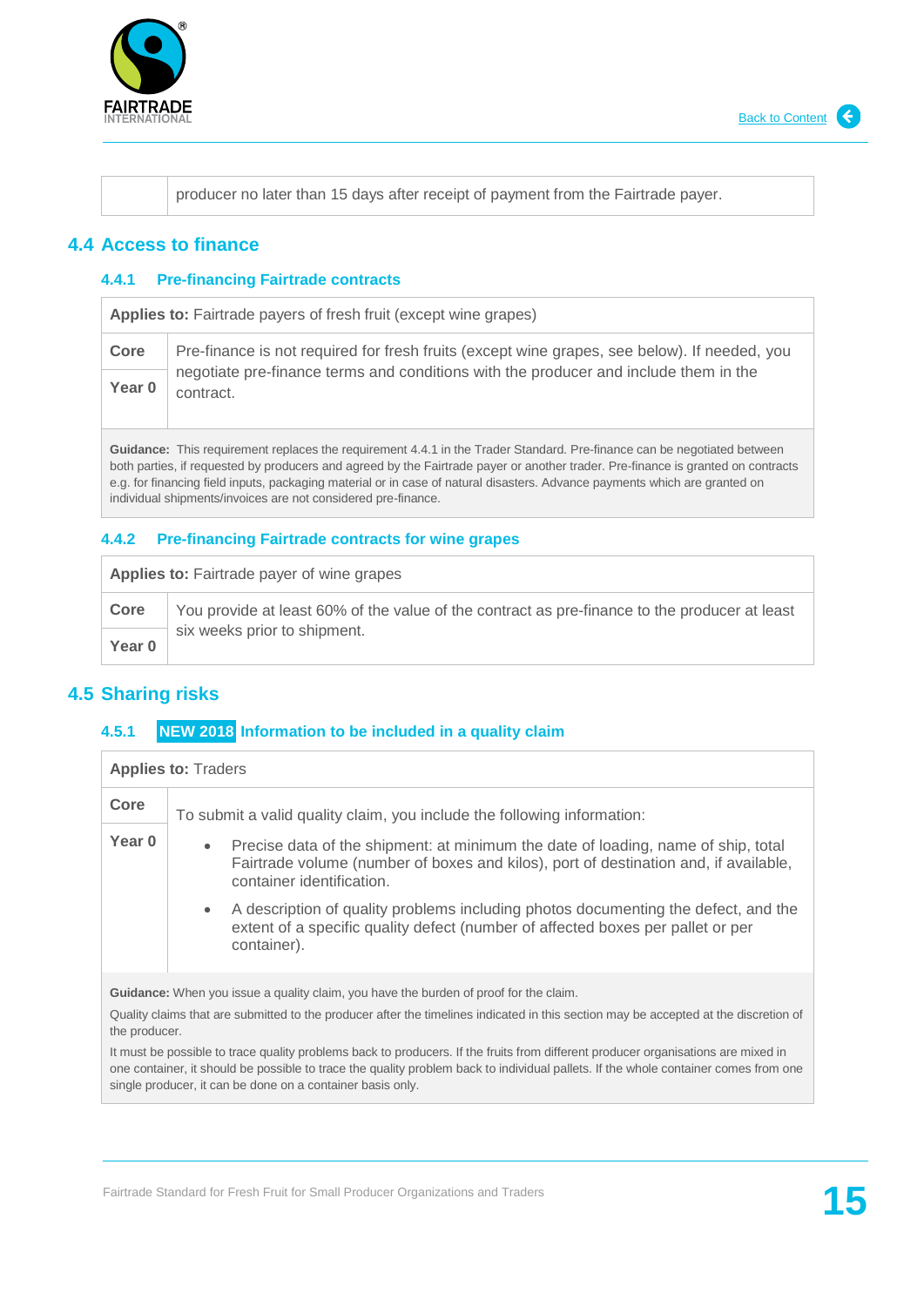| | producer no later than 15 days after receipt of payment from the Fairtrade payer. |
|---|---|

## 4.4 Access to finance

### 4.4.1 Pre-financing Fairtrade contracts

| **Applies to:** Fairtrade payers of fresh fruit (except wine grapes) | |
|---|---|
| **Core**<br>**Year 0** | Pre-finance is not required for fresh fruits (except wine grapes, see below). If needed, you negotiate pre-finance terms and conditions with the producer and include them in the contract. |
| **Guidance:** This requirement replaces the requirement 4.4.1 in the Trader Standard. Pre-finance can be negotiated between both parties, if requested by producers and agreed by the Fairtrade payer or another trader. Pre-finance is granted on contracts e.g. for financing field inputs, packaging material or in case of natural disasters. Advance payments which are granted on individual shipments/invoices are not considered pre-finance. | |

### 4.4.2 Pre-financing Fairtrade contracts for wine grapes

| **Applies to:** Fairtrade payer of wine grapes | |
|---|---|
| **Core**<br>**Year 0** | You provide at least 60% of the value of the contract as pre-finance to the producer at least six weeks prior to shipment. |

## 4.5 Sharing risks

### 4.5.1 NEW 2018 Information to be included in a quality claim

| **Applies to:** Traders | |
|---|---|
| **Core**<br>**Year 0** | To submit a valid quality claim, you include the following information:<br>• Precise data of the shipment: at minimum the date of loading, name of ship, total Fairtrade volume (number of boxes and kilos), port of destination and, if available, container identification.<br>• A description of quality problems including photos documenting the defect, and the extent of a specific quality defect (number of affected boxes per pallet or per container). |
| **Guidance:** When you issue a quality claim, you have the burden of proof for the claim.<br>Quality claims that are submitted to the producer after the timelines indicated in this section may be accepted at the discretion of the producer.<br>It must be possible to trace quality problems back to producers. If the fruits from different producer organisations are mixed in one container, it should be possible to trace the quality problem back to individual pallets. If the whole container comes from one single producer, it can be done on a container basis only. | |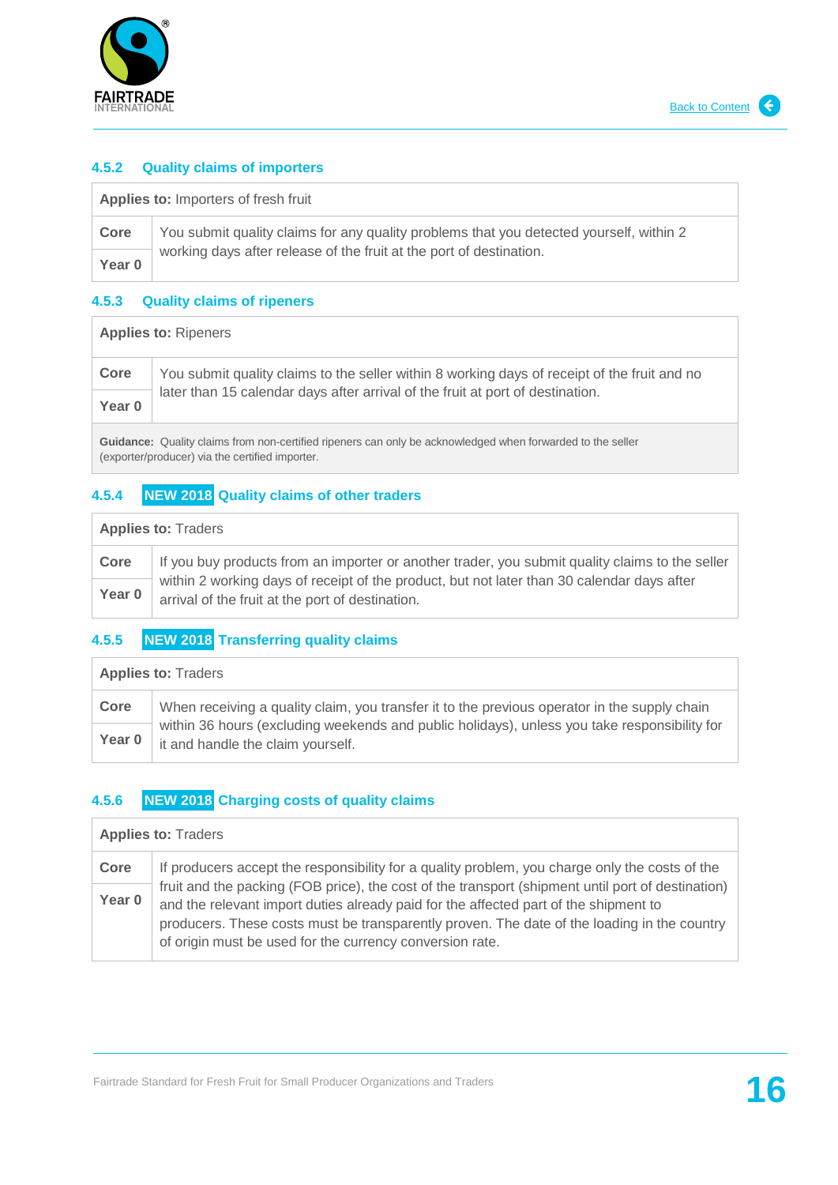### 4.5.2 Quality claims of importers

| **Applies to:** Importers of fresh fruit | |
|---|---|
| **Core** | You submit quality claims for any quality problems that you detected yourself, within 2 working days after release of the fruit at the port of destination. |
| **Year 0** | |

### 4.5.3 Quality claims of ripeners

| **Applies to:** Ripeners | |
|---|---|
| **Core** | You submit quality claims to the seller within 8 working days of receipt of the fruit and no later than 15 calendar days after arrival of the fruit at port of destination. |
| **Year 0** | |
| **Guidance:** Quality claims from non-certified ripeners can only be acknowledged when forwarded to the seller (exporter/producer) via the certified importer. | |

### 4.5.4 NEW 2018 Quality claims of other traders

| **Applies to:** Traders | |
|---|---|
| **Core** | If you buy products from an importer or another trader, you submit quality claims to the seller within 2 working days of receipt of the product, but not later than 30 calendar days after arrival of the fruit at the port of destination. |
| **Year 0** | |

### 4.5.5 NEW 2018 Transferring quality claims

| **Applies to:** Traders | |
|---|---|
| **Core** | When receiving a quality claim, you transfer it to the previous operator in the supply chain within 36 hours (excluding weekends and public holidays), unless you take responsibility for it and handle the claim yourself. |
| **Year 0** | |

### 4.5.6 NEW 2018 Charging costs of quality claims

| **Applies to:** Traders | |
|---|---|
| **Core** | If producers accept the responsibility for a quality problem, you charge only the costs of the fruit and the packing (FOB price), the cost of the transport (shipment until port of destination) and the relevant import duties already paid for the affected part of the shipment to producers. These costs must be transparently proven. The date of the loading in the country of origin must be used for the currency conversion rate. |
| **Year 0** | |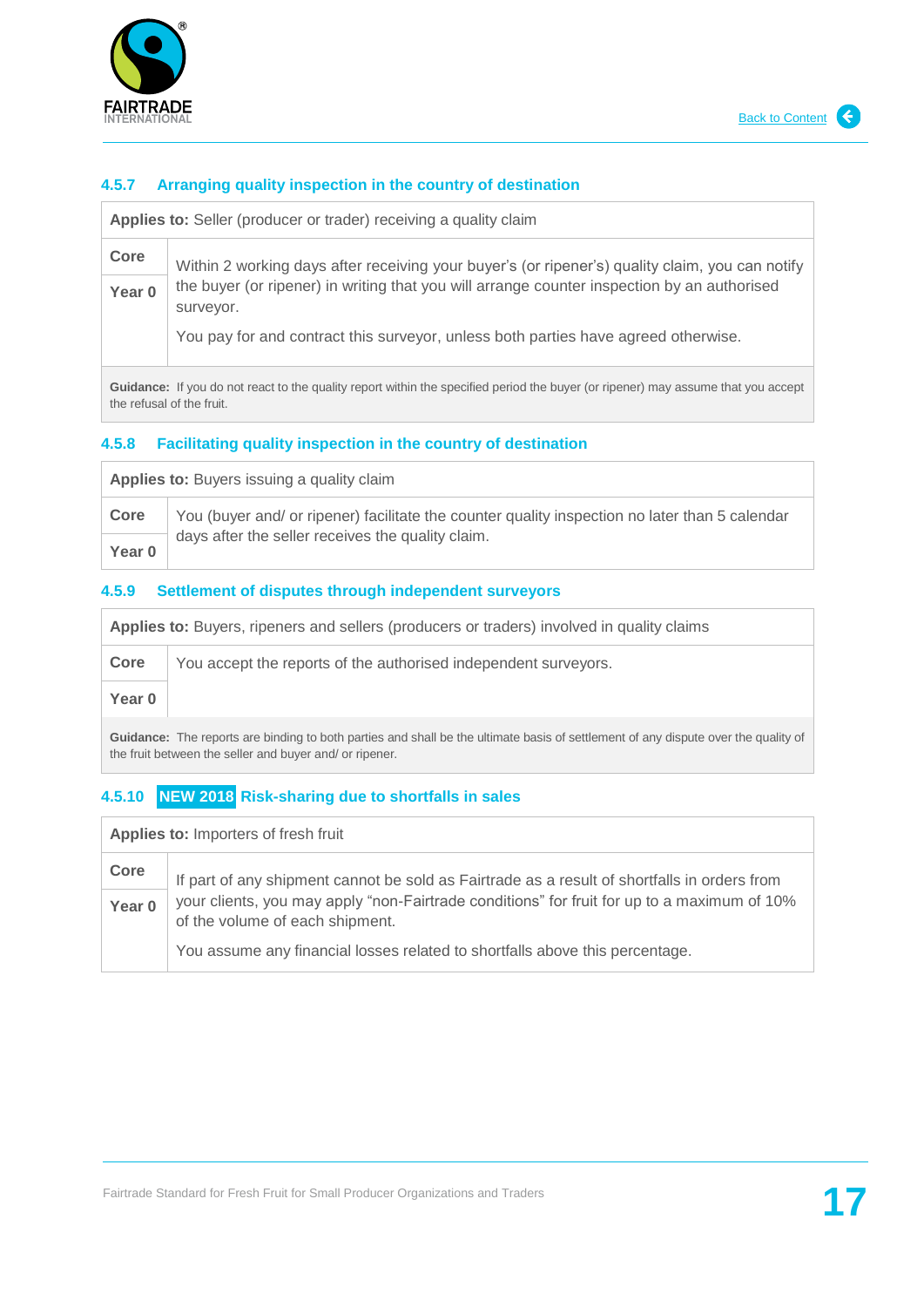#### 4.5.7 Arranging quality inspection in the country of destination

| **Applies to:** Seller (producer or trader) receiving a quality claim | |
|---|---|
| **Core** | Within 2 working days after receiving your buyer's (or ripener's) quality claim, you can notify the buyer (or ripener) in writing that you will arrange counter inspection by an authorised surveyor.<br><br>You pay for and contract this surveyor, unless both parties have agreed otherwise. |
| **Year 0** | |

**Guidance:** If you do not react to the quality report within the specified period the buyer (or ripener) may assume that you accept the refusal of the fruit.

#### 4.5.8 Facilitating quality inspection in the country of destination

| **Applies to:** Buyers issuing a quality claim | |
|---|---|
| **Core** | You (buyer and/ or ripener) facilitate the counter quality inspection no later than 5 calendar days after the seller receives the quality claim. |
| **Year 0** | |

#### 4.5.9 Settlement of disputes through independent surveyors

| **Applies to:** Buyers, ripeners and sellers (producers or traders) involved in quality claims | |
|---|---|
| **Core** | You accept the reports of the authorised independent surveyors. |
| **Year 0** | |

**Guidance:** The reports are binding to both parties and shall be the ultimate basis of settlement of any dispute over the quality of the fruit between the seller and buyer and/ or ripener.

#### 4.5.10 NEW 2018 Risk-sharing due to shortfalls in sales

| **Applies to:** Importers of fresh fruit | |
|---|---|
| **Core** | If part of any shipment cannot be sold as Fairtrade as a result of shortfalls in orders from your clients, you may apply "non-Fairtrade conditions" for fruit for up to a maximum of 10% of the volume of each shipment.<br><br>You assume any financial losses related to shortfalls above this percentage. |
| **Year 0** | |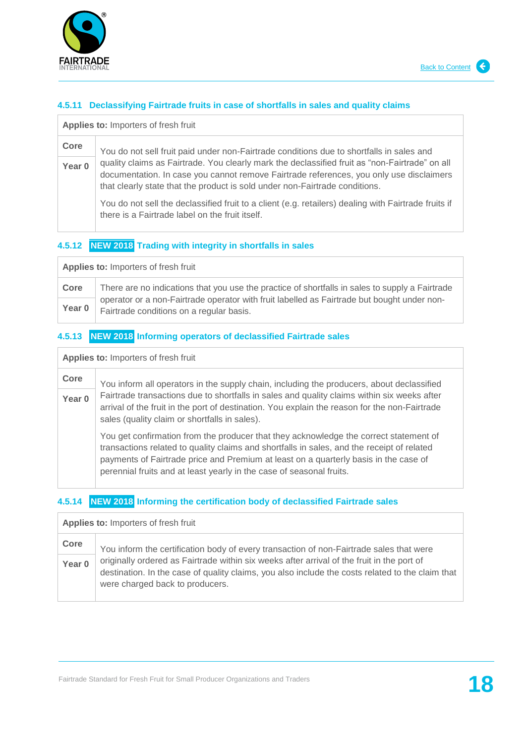#### 4.5.11 Declassifying Fairtrade fruits in case of shortfalls in sales and quality claims

| **Applies to:** Importers of fresh fruit | |
|---|---|
| **Core**<br>**Year 0** | You do not sell fruit paid under non-Fairtrade conditions due to shortfalls in sales and quality claims as Fairtrade. You clearly mark the declassified fruit as “non-Fairtrade” on all documentation. In case you cannot remove Fairtrade references, you only use disclaimers that clearly state that the product is sold under non-Fairtrade conditions.<br><br>You do not sell the declassified fruit to a client (e.g. retailers) dealing with Fairtrade fruits if there is a Fairtrade label on the fruit itself. |

#### 4.5.12 NEW 2018 Trading with integrity in shortfalls in sales

| **Applies to:** Importers of fresh fruit | |
|---|---|
| **Core**<br>**Year 0** | There are no indications that you use the practice of shortfalls in sales to supply a Fairtrade operator or a non-Fairtrade operator with fruit labelled as Fairtrade but bought under non-Fairtrade conditions on a regular basis. |

#### 4.5.13 NEW 2018 Informing operators of declassified Fairtrade sales

| **Applies to:** Importers of fresh fruit | |
|---|---|
| **Core**<br>**Year 0** | You inform all operators in the supply chain, including the producers, about declassified Fairtrade transactions due to shortfalls in sales and quality claims within six weeks after arrival of the fruit in the port of destination. You explain the reason for the non-Fairtrade sales (quality claim or shortfalls in sales).<br><br>You get confirmation from the producer that they acknowledge the correct statement of transactions related to quality claims and shortfalls in sales, and the receipt of related payments of Fairtrade price and Premium at least on a quarterly basis in the case of perennial fruits and at least yearly in the case of seasonal fruits. |

#### 4.5.14 NEW 2018 Informing the certification body of declassified Fairtrade sales

| **Applies to:** Importers of fresh fruit | |
|---|---|
| **Core**<br>**Year 0** | You inform the certification body of every transaction of non-Fairtrade sales that were originally ordered as Fairtrade within six weeks after arrival of the fruit in the port of destination. In the case of quality claims, you also include the costs related to the claim that were charged back to producers. |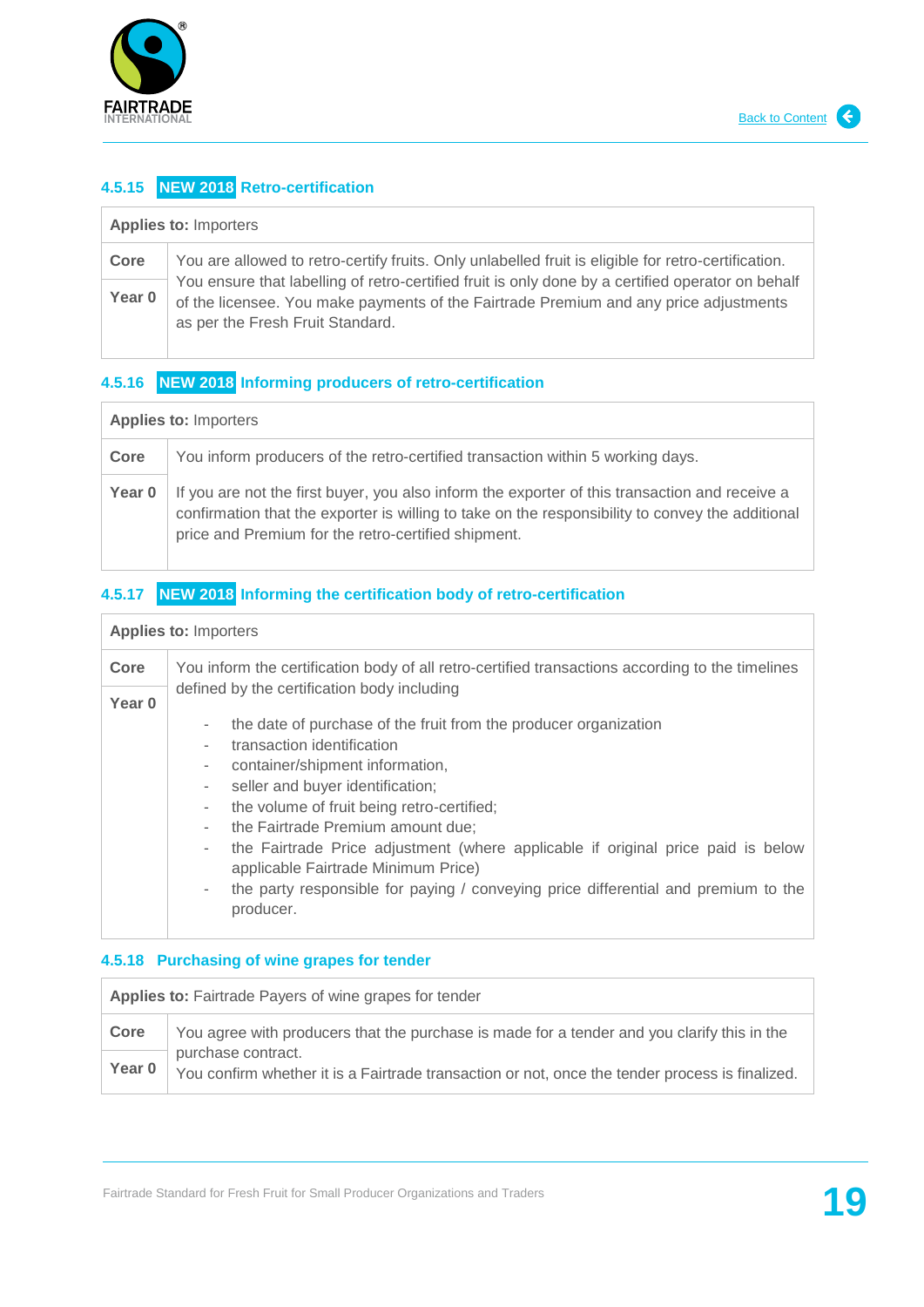#### 4.5.15 NEW 2018 Retro-certification

| **Applies to:** Importers | |
|---|---|
| **Core**<br>**Year 0** | You are allowed to retro-certify fruits. Only unlabelled fruit is eligible for retro-certification. You ensure that labelling of retro-certified fruit is only done by a certified operator on behalf of the licensee. You make payments of the Fairtrade Premium and any price adjustments as per the Fresh Fruit Standard. |

#### 4.5.16 NEW 2018 Informing producers of retro-certification

| **Applies to:** Importers | |
|---|---|
| **Core** | You inform producers of the retro-certified transaction within 5 working days. |
| **Year 0** | If you are not the first buyer, you also inform the exporter of this transaction and receive a confirmation that the exporter is willing to take on the responsibility to convey the additional price and Premium for the retro-certified shipment. |

#### 4.5.17 NEW 2018 Informing the certification body of retro-certification

| **Applies to:** Importers | |
|---|---|
| **Core**<br>**Year 0** | You inform the certification body of all retro-certified transactions according to the timelines defined by the certification body including<br>- the date of purchase of the fruit from the producer organization<br>- transaction identification<br>- container/shipment information,<br>- seller and buyer identification;<br>- the volume of fruit being retro-certified;<br>- the Fairtrade Premium amount due;<br>- the Fairtrade Price adjustment (where applicable if original price paid is below applicable Fairtrade Minimum Price)<br>- the party responsible for paying / conveying price differential and premium to the producer. |

#### 4.5.18 Purchasing of wine grapes for tender

| **Applies to:** Fairtrade Payers of wine grapes for tender | |
|---|---|
| **Core**<br>**Year 0** | You agree with producers that the purchase is made for a tender and you clarify this in the purchase contract.<br>You confirm whether it is a Fairtrade transaction or not, once the tender process is finalized. |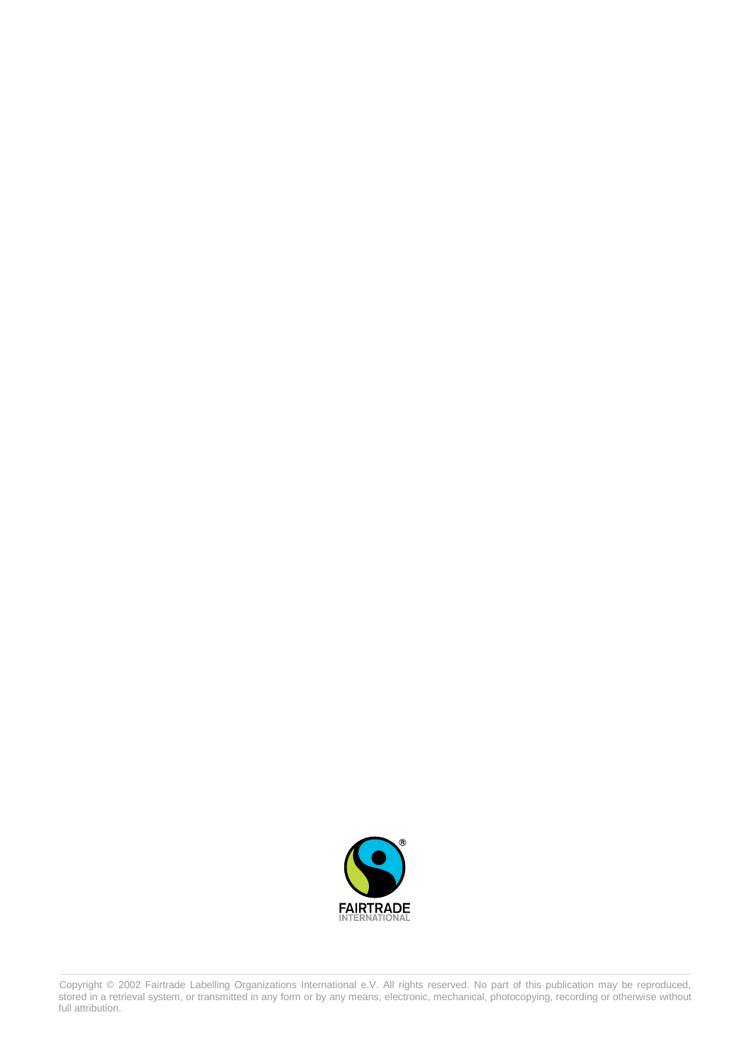FAIRTRADE
INTERNATIONAL

Copyright © 2002 Fairtrade Labelling Organizations International e.V. All rights reserved. No part of this publication may be reproduced, stored in a retrieval system, or transmitted in any form or by any means, electronic, mechanical, photocopying, recording or otherwise without full attribution.